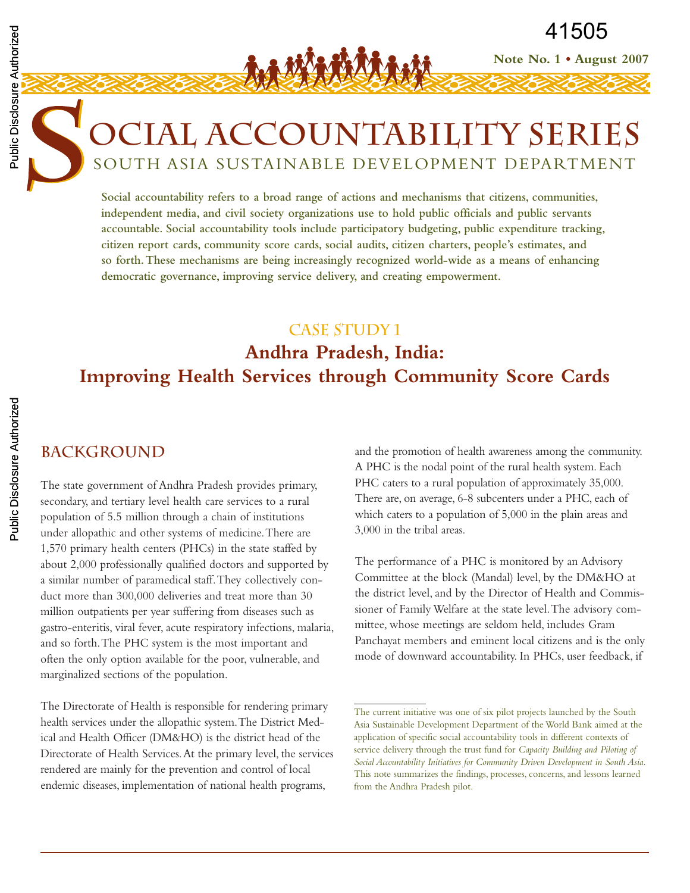41505

**Note No. 1 • August 2007**

# SOCIAL ACCOUNTABILITY SERIES

## SOUTH ASIA SUSTAINABLE DEVELOPMENT DEPARTMENT

**Social accountability refers to a broad range of actions and mechanisms that citizens, communities, independent media, and civil society organizations use to hold public officials and public servants accountable. Social accountability tools include participatory budgeting, public expenditure tracking, citizen report cards, community score cards, social audits, citizen charters, people's estimates, and so forth. These mechanisms are being increasingly recognized world-wide as a means of enhancing democratic governance, improving service delivery, and creating empowerment.**

## CASE STUDY 1

# Andhra Pradesh, India: Improving Health Services through Community Score Cards

## BACKGROUND

The state government of Andhra Pradesh provides primary, secondary, and tertiary level health care services to a rural population of 5.5 million through a chain of institutions under allopathic and other systems of medicine. There are 1,570 primary health centers (PHCs) in the state staffed by about 2,000 professionally qualified doctors and supported by a similar number of paramedical staff. They collectively conduct more than 300,000 deliveries and treat more than 30 million outpatients per year suffering from diseases such as gastro-enteritis, viral fever, acute respiratory infections, malaria, and so forth. The PHC system is the most important and often the only option available for the poor, vulnerable, and marginalized sections of the population.

The Directorate of Health is responsible for rendering primary health services under the allopathic system. The District Medical and Health Officer (DM&HO) is the district head of the Directorate of Health Services. At the primary level, the services rendered are mainly for the prevention and control of local endemic diseases, implementation of national health programs, and the promotion of health awareness among the community. A PHC is the nodal point of the rural health system. Each PHC caters to a rural population of approximately 35,000. There are, on average, 6-8 subcenters under a PHC, each of which caters to a population of 5,000 in the plain areas and 3,000 in the tribal areas.

The performance of a PHC is monitored by an Advisory Committee at the block (Mandal) level, by the DM&HO at the district level, and by the Director of Health and Commissioner of Family Welfare at the state level. The advisory committee, whose meetings are seldom held, includes Gram Panchayat members and eminent local citizens and is the only mode of downward accountability. In PHCs, user feedback, if

---

The current initiative was one of six pilot projects launched by the South Asia Sustainable Development Department of the World Bank aimed at the application of specific social accountability tools in different contexts of service delivery through the trust fund for *Capacity Building and Piloting of Social Accountability Initiatives for Community Driven Development in South Asia*. This note summarizes the findings, processes, concerns, and lessons learned from the Andhra Pradesh pilot.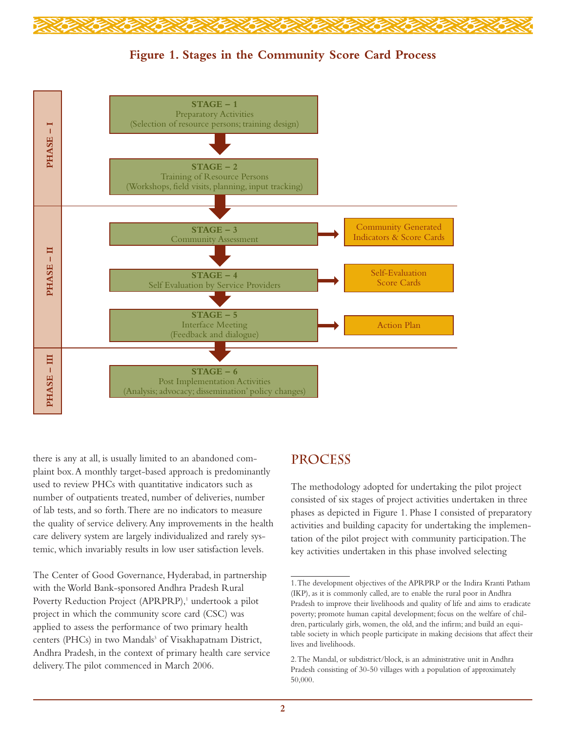**Figure 1. Stages in the Community Score Card Process**

**PHASE – I**

**STAGE – 1**
Preparatory Activities
(Selection of resource persons; training design)

**STAGE – 2**
Training of Resource Persons
(Workshops, field visits, planning, input tracking)

**PHASE – II**

**STAGE – 3**
Community Assessment → Community Generated Indicators & Score Cards

**STAGE – 4**
Self Evaluation by Service Providers → Self-Evaluation Score Cards

**STAGE – 5**
Interface Meeting
(Feedback and dialogue) → Action Plan

**PHASE – III**

**STAGE – 6**
Post Implementation Activities
(Analysis; advocacy; dissemination' policy changes)

there is any at all, is usually limited to an abandoned complaint box. A monthly target-based approach is predominantly used to review PHCs with quantitative indicators such as number of outpatients treated, number of deliveries, number of lab tests, and so forth. There are no indicators to measure the quality of service delivery. Any improvements in the health care delivery system are largely individualized and rarely systemic, which invariably results in low user satisfaction levels.

The Center of Good Governance, Hyderabad, in partnership with the World Bank-sponsored Andhra Pradesh Rural Poverty Reduction Project (APRPRP),[1] undertook a pilot project in which the community score card (CSC) was applied to assess the performance of two primary health centers (PHCs) in two Mandals[3] of Visakhapatnam District, Andhra Pradesh, in the context of primary health care service delivery. The pilot commenced in March 2006.

## PROCESS

The methodology adopted for undertaking the pilot project consisted of six stages of project activities undertaken in three phases as depicted in Figure 1. Phase I consisted of preparatory activities and building capacity for undertaking the implementation of the pilot project with community participation. The key activities undertaken in this phase involved selecting

---

1. The development objectives of the APRPRP or the Indira Kranti Patham (IKP), as it is commonly called, are to enable the rural poor in Andhra Pradesh to improve their livelihoods and quality of life and aims to eradicate poverty; promote human capital development; focus on the welfare of children, particularly girls, women, the old, and the infirm; and build an equitable society in which people participate in making decisions that affect their lives and livelihoods.

2. The Mandal, or subdistrict/block, is an administrative unit in Andhra Pradesh consisting of 30-50 villages with a population of approximately 50,000.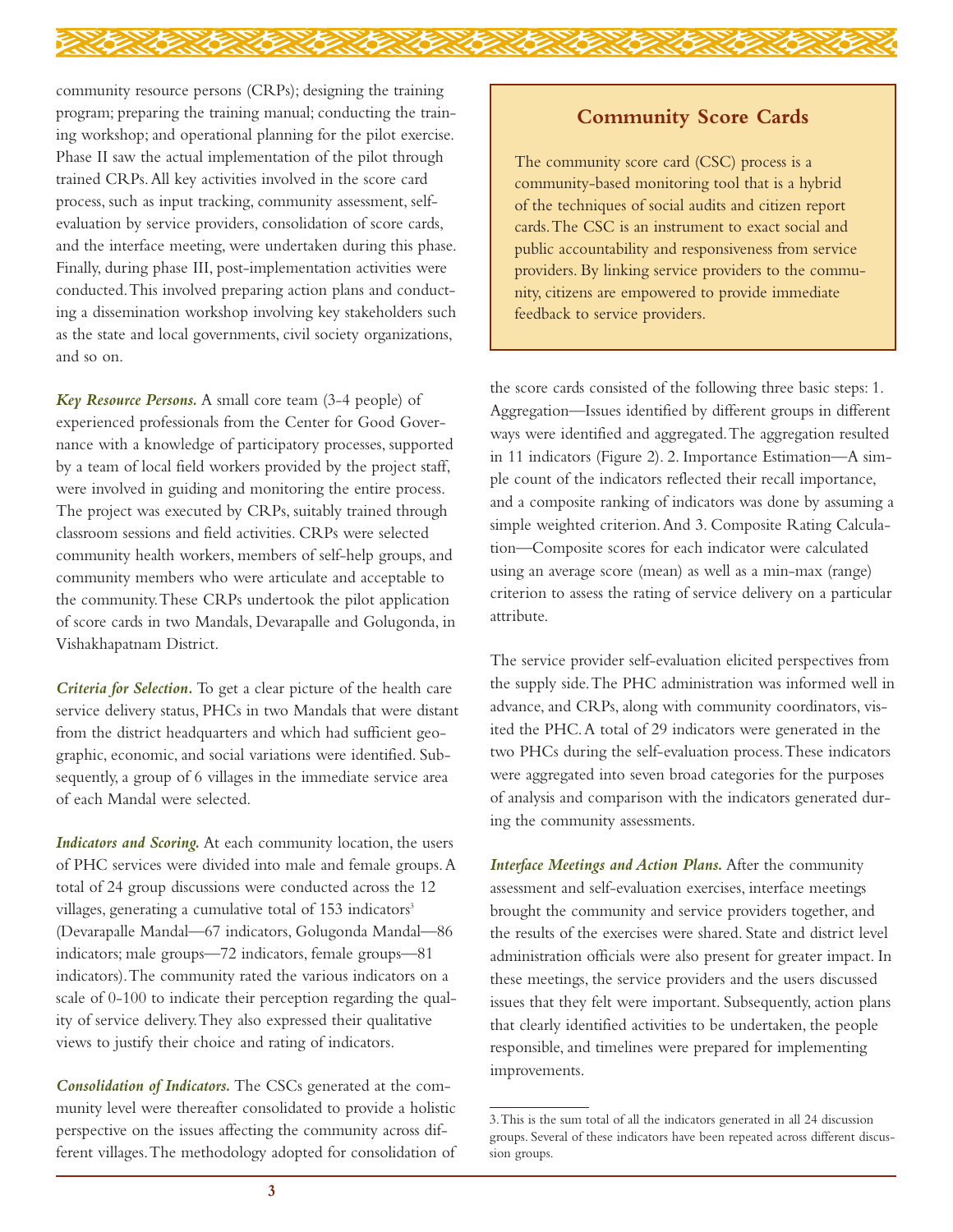community resource persons (CRPs); designing the training program; preparing the training manual; conducting the training workshop; and operational planning for the pilot exercise. Phase II saw the actual implementation of the pilot through trained CRPs. All key activities involved in the score card process, such as input tracking, community assessment, self-evaluation by service providers, consolidation of score cards, and the interface meeting, were undertaken during this phase. Finally, during phase III, post-implementation activities were conducted. This involved preparing action plans and conducting a dissemination workshop involving key stakeholders such as the state and local governments, civil society organizations, and so on.

***Key Resource Persons.*** A small core team (3-4 people) of experienced professionals from the Center for Good Governance with a knowledge of participatory processes, supported by a team of local field workers provided by the project staff, were involved in guiding and monitoring the entire process. The project was executed by CRPs, suitably trained through classroom sessions and field activities. CRPs were selected community health workers, members of self-help groups, and community members who were articulate and acceptable to the community. These CRPs undertook the pilot application of score cards in two Mandals, Devarapalle and Golugonda, in Vishakhapatnam District.

***Criteria for Selection.*** To get a clear picture of the health care service delivery status, PHCs in two Mandals that were distant from the district headquarters and which had sufficient geographic, economic, and social variations were identified. Subsequently, a group of 6 villages in the immediate service area of each Mandal were selected.

***Indicators and Scoring.*** At each community location, the users of PHC services were divided into male and female groups. A total of 24 group discussions were conducted across the 12 villages, generating a cumulative total of 153 indicators[3] (Devarapalle Mandal—67 indicators, Golugonda Mandal—86 indicators; male groups—72 indicators, female groups—81 indicators). The community rated the various indicators on a scale of 0-100 to indicate their perception regarding the quality of service delivery. They also expressed their qualitative views to justify their choice and rating of indicators.

***Consolidation of Indicators.*** The CSCs generated at the community level were thereafter consolidated to provide a holistic perspective on the issues affecting the community across different villages. The methodology adopted for consolidation of the score cards consisted of the following three basic steps: 1. Aggregation—Issues identified by different groups in different ways were identified and aggregated. The aggregation resulted in 11 indicators (Figure 2). 2. Importance Estimation—A simple count of the indicators reflected their recall importance, and a composite ranking of indicators was done by assuming a simple weighted criterion. And 3. Composite Rating Calculation—Composite scores for each indicator were calculated using an average score (mean) as well as a min-max (range) criterion to assess the rating of service delivery on a particular attribute.

> **Community Score Cards**
>
> The community score card (CSC) process is a community-based monitoring tool that is a hybrid of the techniques of social audits and citizen report cards. The CSC is an instrument to exact social and public accountability and responsiveness from service providers. By linking service providers to the community, citizens are empowered to provide immediate feedback to service providers.

The service provider self-evaluation elicited perspectives from the supply side. The PHC administration was informed well in advance, and CRPs, along with community coordinators, visited the PHC. A total of 29 indicators were generated in the two PHCs during the self-evaluation process. These indicators were aggregated into seven broad categories for the purposes of analysis and comparison with the indicators generated during the community assessments.

***Interface Meetings and Action Plans.*** After the community assessment and self-evaluation exercises, interface meetings brought the community and service providers together, and the results of the exercises were shared. State and district level administration officials were also present for greater impact. In these meetings, the service providers and the users discussed issues that they felt were important. Subsequently, action plans that clearly identified activities to be undertaken, the people responsible, and timelines were prepared for implementing improvements.

---

3. This is the sum total of all the indicators generated in all 24 discussion groups. Several of these indicators have been repeated across different discussion groups.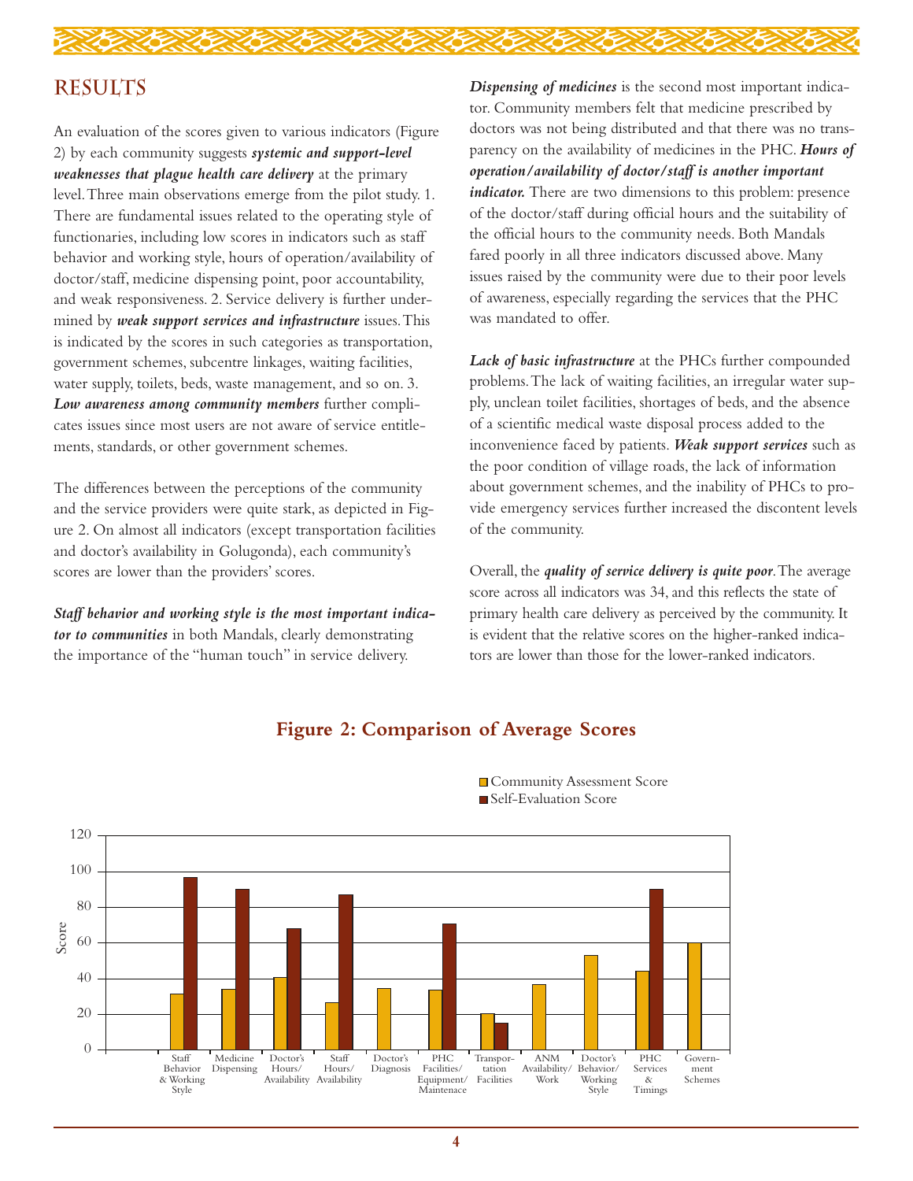## RESULTS

An evaluation of the scores given to various indicators (Figure 2) by each community suggests ***systemic and support-level weaknesses that plague health care delivery*** at the primary level. Three main observations emerge from the pilot study. 1. There are fundamental issues related to the operating style of functionaries, including low scores in indicators such as staff behavior and working style, hours of operation/availability of doctor/staff, medicine dispensing point, poor accountability, and weak responsiveness. 2. Service delivery is further undermined by ***weak support services and infrastructure*** issues. This is indicated by the scores in such categories as transportation, government schemes, subcentre linkages, waiting facilities, water supply, toilets, beds, waste management, and so on. 3. ***Low awareness among community members*** further complicates issues since most users are not aware of service entitlements, standards, or other government schemes.

The differences between the perceptions of the community and the service providers were quite stark, as depicted in Figure 2. On almost all indicators (except transportation facilities and doctor's availability in Golugonda), each community's scores are lower than the providers' scores.

***Staff behavior and working style is the most important indicator to communities*** in both Mandals, clearly demonstrating the importance of the "human touch" in service delivery.

***Dispensing of medicines*** is the second most important indicator. Community members felt that medicine prescribed by doctors was not being distributed and that there was no transparency on the availability of medicines in the PHC. ***Hours of operation/availability of doctor/staff is another important indicator.*** There are two dimensions to this problem: presence of the doctor/staff during official hours and the suitability of the official hours to the community needs. Both Mandals fared poorly in all three indicators discussed above. Many issues raised by the community were due to their poor levels of awareness, especially regarding the services that the PHC was mandated to offer.

***Lack of basic infrastructure*** at the PHCs further compounded problems. The lack of waiting facilities, an irregular water supply, unclean toilet facilities, shortages of beds, and the absence of a scientific medical waste disposal process added to the inconvenience faced by patients. ***Weak support services*** such as the poor condition of village roads, the lack of information about government schemes, and the inability of PHCs to provide emergency services further increased the discontent levels of the community.

Overall, the ***quality of service delivery is quite poor***. The average score across all indicators was 34, and this reflects the state of primary health care delivery as perceived by the community. It is evident that the relative scores on the higher-ranked indicators are lower than those for the lower-ranked indicators.

**Figure 2: Comparison of Average Scores**

| Indicator | Community Assessment Score | Self-Evaluation Score |
|---|---|---|
| Staff Behavior & Working Style | 31 | 97 |
| Medicine Dispensing | 34 | 90 |
| Doctor's Hours/Availability | 41 | 68 |
| Staff Hours/Availability | 27 | 87 |
| Doctor's Diagnosis | 35 | |
| PHC Facilities/Equipment/Maintenace | 34 | 71 |
| Transportation Facilities | 20 | 15 |
| ANM Availability/Work | 37 | |
| Doctor's Behavior/Working Style | 53 | |
| PHC Services & Timings | 44 | 90 |
| Government Schemes | 60 | |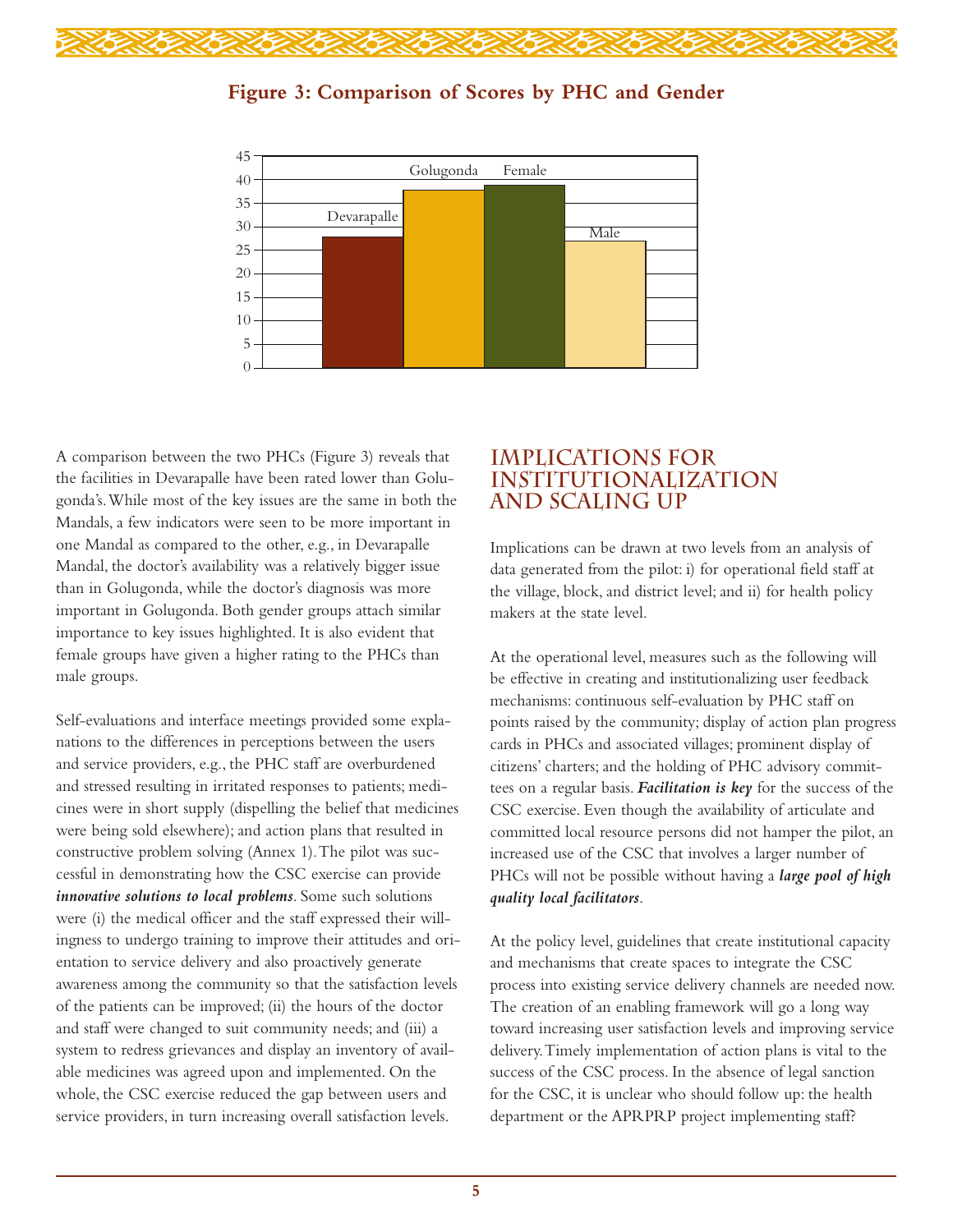## Figure 3: Comparison of Scores by PHC and Gender

A comparison between the two PHCs (Figure 3) reveals that the facilities in Devarapalle have been rated lower than Golugonda's. While most of the key issues are the same in both the Mandals, a few indicators were seen to be more important in one Mandal as compared to the other, e.g., in Devarapalle Mandal, the doctor's availability was a relatively bigger issue than in Golugonda, while the doctor's diagnosis was more important in Golugonda. Both gender groups attach similar importance to key issues highlighted. It is also evident that female groups have given a higher rating to the PHCs than male groups.

Self-evaluations and interface meetings provided some explanations to the differences in perceptions between the users and service providers, e.g., the PHC staff are overburdened and stressed resulting in irritated responses to patients; medicines were in short supply (dispelling the belief that medicines were being sold elsewhere); and action plans that resulted in constructive problem solving (Annex 1). The pilot was successful in demonstrating how the CSC exercise can provide ***innovative solutions to local problems***. Some such solutions were (i) the medical officer and the staff expressed their willingness to undergo training to improve their attitudes and orientation to service delivery and also proactively generate awareness among the community so that the satisfaction levels of the patients can be improved; (ii) the hours of the doctor and staff were changed to suit community needs; and (iii) a system to redress grievances and display an inventory of available medicines was agreed upon and implemented. On the whole, the CSC exercise reduced the gap between users and service providers, in turn increasing overall satisfaction levels.

## IMPLICATIONS FOR INSTITUTIONALIZATION AND SCALING UP

Implications can be drawn at two levels from an analysis of data generated from the pilot: i) for operational field staff at the village, block, and district level; and ii) for health policy makers at the state level.

At the operational level, measures such as the following will be effective in creating and institutionalizing user feedback mechanisms: continuous self-evaluation by PHC staff on points raised by the community; display of action plan progress cards in PHCs and associated villages; prominent display of citizens' charters; and the holding of PHC advisory committees on a regular basis. ***Facilitation is key*** for the success of the CSC exercise. Even though the availability of articulate and committed local resource persons did not hamper the pilot, an increased use of the CSC that involves a larger number of PHCs will not be possible without having a ***large pool of high quality local facilitators***.

At the policy level, guidelines that create institutional capacity and mechanisms that create spaces to integrate the CSC process into existing service delivery channels are needed now. The creation of an enabling framework will go a long way toward increasing user satisfaction levels and improving service delivery. Timely implementation of action plans is vital to the success of the CSC process. In the absence of legal sanction for the CSC, it is unclear who should follow up: the health department or the APRPRP project implementing staff?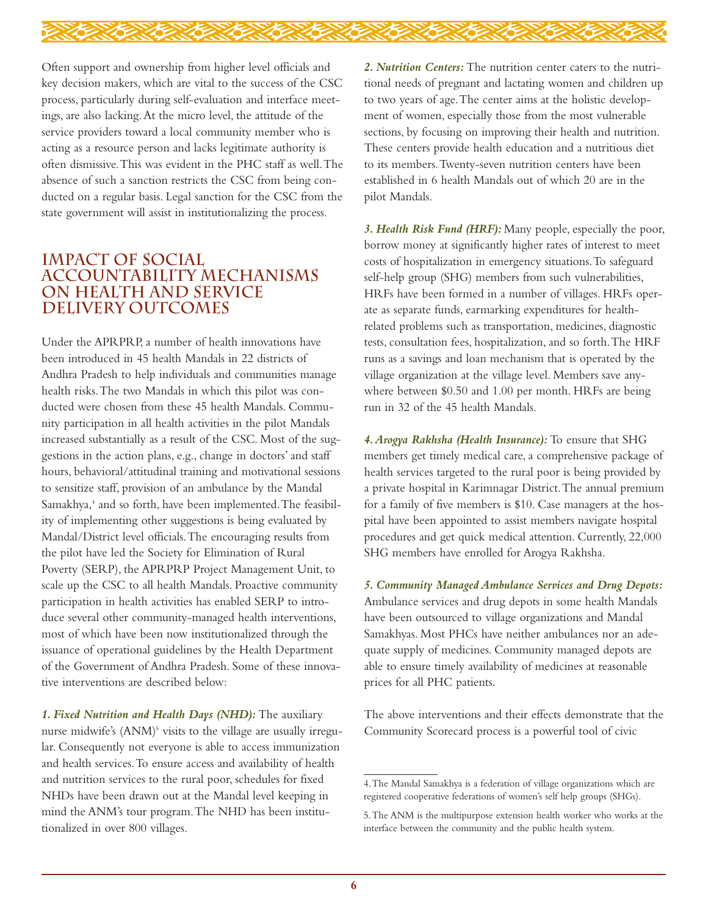Often support and ownership from higher level officials and key decision makers, which are vital to the success of the CSC process, particularly during self-evaluation and interface meetings, are also lacking. At the micro level, the attitude of the service providers toward a local community member who is acting as a resource person and lacks legitimate authority is often dismissive. This was evident in the PHC staff as well. The absence of such a sanction restricts the CSC from being conducted on a regular basis. Legal sanction for the CSC from the state government will assist in institutionalizing the process.

## IMPACT OF SOCIAL ACCOUNTABILITY MECHANISMS ON HEALTH AND SERVICE DELIVERY OUTCOMES

Under the APRPRP, a number of health innovations have been introduced in 45 health Mandals in 22 districts of Andhra Pradesh to help individuals and communities manage health risks. The two Mandals in which this pilot was conducted were chosen from these 45 health Mandals. Community participation in all health activities in the pilot Mandals increased substantially as a result of the CSC. Most of the suggestions in the action plans, e.g., change in doctors' and staff hours, behavioral/attitudinal training and motivational sessions to sensitize staff, provision of an ambulance by the Mandal Samakhya,[4] and so forth, have been implemented. The feasibility of implementing other suggestions is being evaluated by Mandal/District level officials. The encouraging results from the pilot have led the Society for Elimination of Rural Poverty (SERP), the APRPRP Project Management Unit, to scale up the CSC to all health Mandals. Proactive community participation in health activities has enabled SERP to introduce several other community-managed health interventions, most of which have been now institutionalized through the issuance of operational guidelines by the Health Department of the Government of Andhra Pradesh. Some of these innovative interventions are described below:

***1. Fixed Nutrition and Health Days (NHD):*** The auxiliary nurse midwife's (ANM)[5] visits to the village are usually irregular. Consequently not everyone is able to access immunization and health services. To ensure access and availability of health and nutrition services to the rural poor, schedules for fixed NHDs have been drawn out at the Mandal level keeping in mind the ANM's tour program. The NHD has been institutionalized in over 800 villages.

***2. Nutrition Centers:*** The nutrition center caters to the nutritional needs of pregnant and lactating women and children up to two years of age. The center aims at the holistic development of women, especially those from the most vulnerable sections, by focusing on improving their health and nutrition. These centers provide health education and a nutritious diet to its members. Twenty-seven nutrition centers have been established in 6 health Mandals out of which 20 are in the pilot Mandals.

***3. Health Risk Fund (HRF):*** Many people, especially the poor, borrow money at significantly higher rates of interest to meet costs of hospitalization in emergency situations. To safeguard self-help group (SHG) members from such vulnerabilities, HRFs have been formed in a number of villages. HRFs operate as separate funds, earmarking expenditures for health-related problems such as transportation, medicines, diagnostic tests, consultation fees, hospitalization, and so forth. The HRF runs as a savings and loan mechanism that is operated by the village organization at the village level. Members save anywhere between $0.50 and 1.00 per month. HRFs are being run in 32 of the 45 health Mandals.

***4. Arogya Rakhsha (Health Insurance):*** To ensure that SHG members get timely medical care, a comprehensive package of health services targeted to the rural poor is being provided by a private hospital in Karimnagar District. The annual premium for a family of five members is $10. Case managers at the hospital have been appointed to assist members navigate hospital procedures and get quick medical attention. Currently, 22,000 SHG members have enrolled for Arogya Rakhsha.

***5. Community Managed Ambulance Services and Drug Depots:*** Ambulance services and drug depots in some health Mandals have been outsourced to village organizations and Mandal Samakhyas. Most PHCs have neither ambulances nor an adequate supply of medicines. Community managed depots are able to ensure timely availability of medicines at reasonable prices for all PHC patients.

The above interventions and their effects demonstrate that the Community Scorecard process is a powerful tool of civic

---

4. The Mandal Samakhya is a federation of village organizations which are registered cooperative federations of women's self help groups (SHGs).

5. The ANM is the multipurpose extension health worker who works at the interface between the community and the public health system.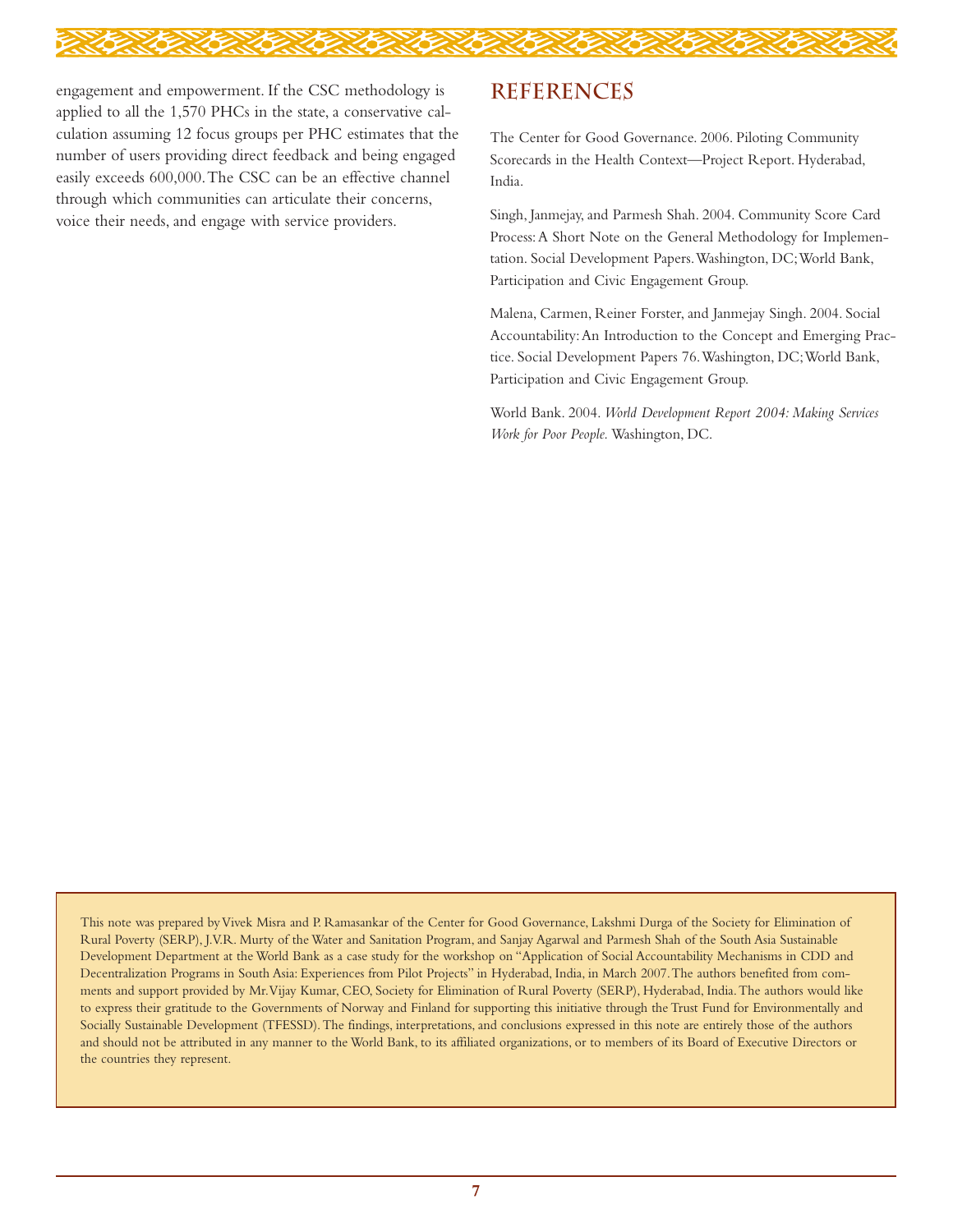engagement and empowerment. If the CSC methodology is applied to all the 1,570 PHCs in the state, a conservative calculation assuming 12 focus groups per PHC estimates that the number of users providing direct feedback and being engaged easily exceeds 600,000. The CSC can be an effective channel through which communities can articulate their concerns, voice their needs, and engage with service providers.

## REFERENCES

The Center for Good Governance. 2006. Piloting Community Scorecards in the Health Context—Project Report. Hyderabad, India.

Singh, Janmejay, and Parmesh Shah. 2004. Community Score Card Process: A Short Note on the General Methodology for Implementation. Social Development Papers. Washington, DC; World Bank, Participation and Civic Engagement Group.

Malena, Carmen, Reiner Forster, and Janmejay Singh. 2004. Social Accountability: An Introduction to the Concept and Emerging Practice. Social Development Papers 76. Washington, DC; World Bank, Participation and Civic Engagement Group.

World Bank. 2004. *World Development Report 2004: Making Services Work for Poor People.* Washington, DC.

This note was prepared by Vivek Misra and P. Ramasankar of the Center for Good Governance, Lakshmi Durga of the Society for Elimination of Rural Poverty (SERP), J.V.R. Murty of the Water and Sanitation Program, and Sanjay Agarwal and Parmesh Shah of the South Asia Sustainable Development Department at the World Bank as a case study for the workshop on "Application of Social Accountability Mechanisms in CDD and Decentralization Programs in South Asia: Experiences from Pilot Projects" in Hyderabad, India, in March 2007. The authors benefited from comments and support provided by Mr. Vijay Kumar, CEO, Society for Elimination of Rural Poverty (SERP), Hyderabad, India. The authors would like to express their gratitude to the Governments of Norway and Finland for supporting this initiative through the Trust Fund for Environmentally and Socially Sustainable Development (TFESSD). The findings, interpretations, and conclusions expressed in this note are entirely those of the authors and should not be attributed in any manner to the World Bank, to its affiliated organizations, or to members of its Board of Executive Directors or the countries they represent.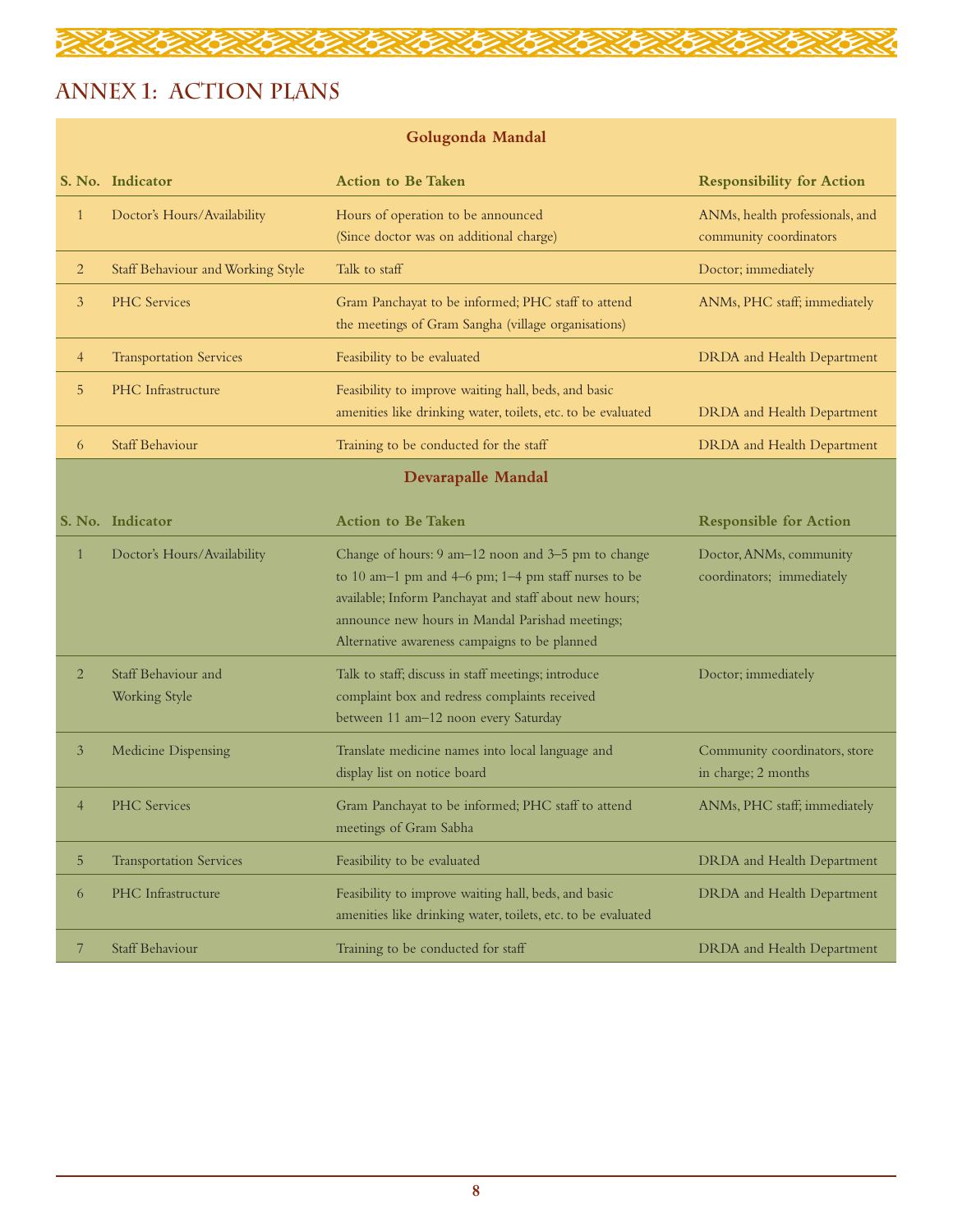# Annex 1: Action Plans

**Golugonda Mandal**

| S. No. | Indicator | Action to Be Taken | Responsibility for Action |
|---|---|---|---|
| 1 | Doctor's Hours/Availability | Hours of operation to be announced (Since doctor was on additional charge) | ANMs, health professionals, and community coordinators |
| 2 | Staff Behaviour and Working Style | Talk to staff | Doctor; immediately |
| 3 | PHC Services | Gram Panchayat to be informed; PHC staff to attend the meetings of Gram Sangha (village organisations) | ANMs, PHC staff; immediately |
| 4 | Transportation Services | Feasibility to be evaluated | DRDA and Health Department |
| 5 | PHC Infrastructure | Feasibility to improve waiting hall, beds, and basic amenities like drinking water, toilets, etc. to be evaluated | DRDA and Health Department |
| 6 | Staff Behaviour | Training to be conducted for the staff | DRDA and Health Department |

**Devarapalle Mandal**

| S. No. | Indicator | Action to Be Taken | Responsible for Action |
|---|---|---|---|
| 1 | Doctor's Hours/Availability | Change of hours: 9 am–12 noon and 3–5 pm to change to 10 am–1 pm and 4–6 pm; 1–4 pm staff nurses to be available; Inform Panchayat and staff about new hours; announce new hours in Mandal Parishad meetings; Alternative awareness campaigns to be planned | Doctor, ANMs, community coordinators; immediately |
| 2 | Staff Behaviour and Working Style | Talk to staff; discuss in staff meetings; introduce complaint box and redress complaints received between 11 am–12 noon every Saturday | Doctor; immediately |
| 3 | Medicine Dispensing | Translate medicine names into local language and display list on notice board | Community coordinators, store in charge; 2 months |
| 4 | PHC Services | Gram Panchayat to be informed; PHC staff to attend meetings of Gram Sabha | ANMs, PHC staff; immediately |
| 5 | Transportation Services | Feasibility to be evaluated | DRDA and Health Department |
| 6 | PHC Infrastructure | Feasibility to improve waiting hall, beds, and basic amenities like drinking water, toilets, etc. to be evaluated | DRDA and Health Department |
| 7 | Staff Behaviour | Training to be conducted for staff | DRDA and Health Department |